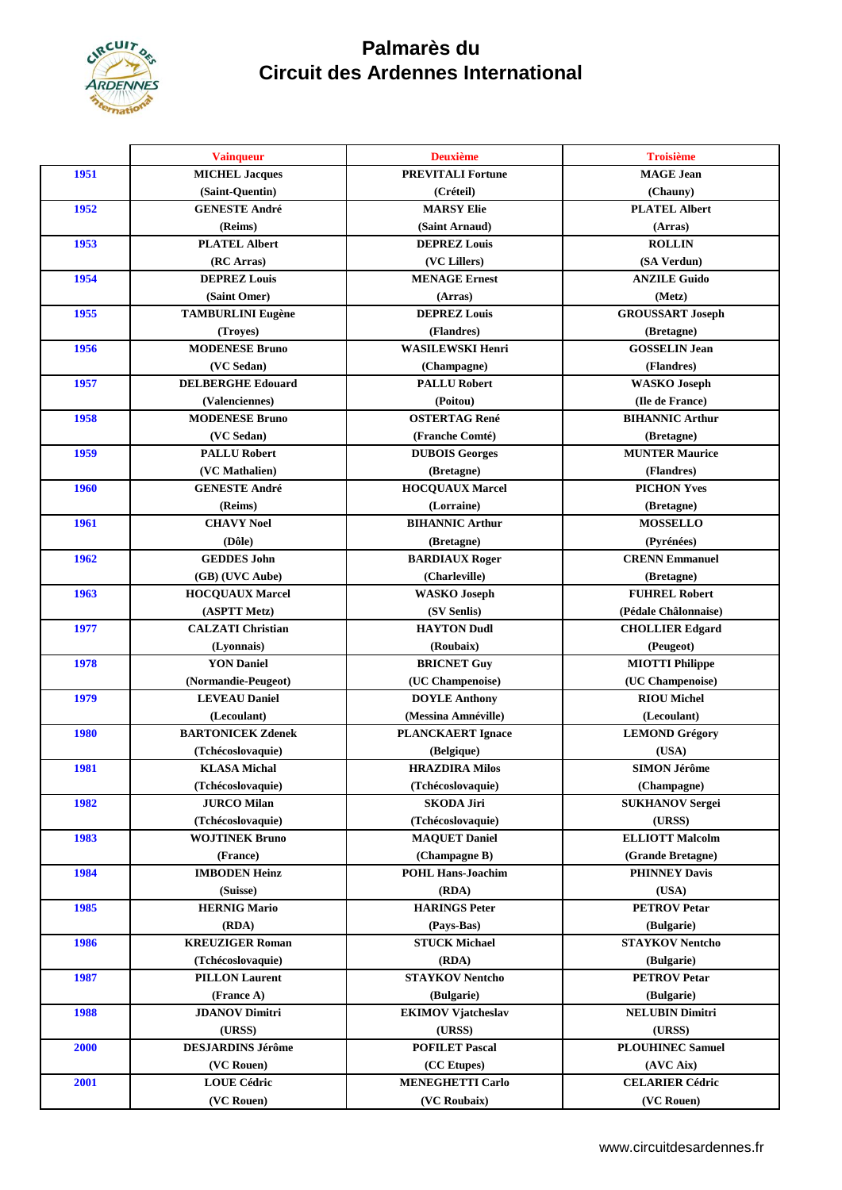# Palmarès du Circuit des Ardennes International

| | Vainqueur | Deuxième | Troisième |
|---|---|---|---|
| 1951 | MICHEL Jacques (Saint-Quentin) | PREVITALI Fortune (Créteil) | MAGE Jean (Chauny) |
| 1952 | GENESTE André (Reims) | MARSY Elie (Saint Arnaud) | PLATEL Albert (Arras) |
| 1953 | PLATEL Albert (RC Arras) | DEPREZ Louis (VC Lillers) | ROLLIN (SA Verdun) |
| 1954 | DEPREZ Louis (Saint Omer) | MENAGE Ernest (Arras) | ANZILE Guido (Metz) |
| 1955 | TAMBURLINI Eugène (Troyes) | DEPREZ Louis (Flandres) | GROUSSART Joseph (Bretagne) |
| 1956 | MODENESE Bruno (VC Sedan) | WASILEWSKI Henri (Champagne) | GOSSELIN Jean (Flandres) |
| 1957 | DELBERGHE Edouard (Valenciennes) | PALLU Robert (Poitou) | WASKO Joseph (Ile de France) |
| 1958 | MODENESE Bruno (VC Sedan) | OSTERTAG René (Franche Comté) | BIHANNIC Arthur (Bretagne) |
| 1959 | PALLU Robert (VC Mathalien) | DUBOIS Georges (Bretagne) | MUNTER Maurice (Flandres) |
| 1960 | GENESTE André (Reims) | HOCQUAUX Marcel (Lorraine) | PICHON Yves (Bretagne) |
| 1961 | CHAVY Noel (Dôle) | BIHANNIC Arthur (Bretagne) | MOSSELLO (Pyrénées) |
| 1962 | GEDDES John (GB) (UVC Aube) | BARDIAUX Roger (Charleville) | CRENN Emmanuel (Bretagne) |
| 1963 | HOCQUAUX Marcel (ASPTT Metz) | WASKO Joseph (SV Senlis) | FUHREL Robert (Pédale Châlonnaise) |
| 1977 | CALZATI Christian (Lyonnais) | HAYTON Dudl (Roubaix) | CHOLLIER Edgard (Peugeot) |
| 1978 | YON Daniel (Normandie-Peugeot) | BRICNET Guy (UC Champenoise) | MIOTTI Philippe (UC Champenoise) |
| 1979 | LEVEAU Daniel (Lecoulant) | DOYLE Anthony (Messina Amnéville) | RIOU Michel (Lecoulant) |
| 1980 | BARTONICEK Zdenek (Tchécoslovaquie) | PLANCKAERT Ignace (Belgique) | LEMOND Grégory (USA) |
| 1981 | KLASA Michal (Tchécoslovaquie) | HRAZDIRA Milos (Tchécoslovaquie) | SIMON Jérôme (Champagne) |
| 1982 | JURCO Milan (Tchécoslovaquie) | SKODA Jiri (Tchécoslovaquie) | SUKHANOV Sergei (URSS) |
| 1983 | WOJTINEK Bruno (France) | MAQUET Daniel (Champagne B) | ELLIOTT Malcolm (Grande Bretagne) |
| 1984 | IMBODEN Heinz (Suisse) | POHL Hans-Joachim (RDA) | PHINNEY Davis (USA) |
| 1985 | HERNIG Mario (RDA) | HARINGS Peter (Pays-Bas) | PETROV Petar (Bulgarie) |
| 1986 | KREUZIGER Roman (Tchécoslovaquie) | STUCK Michael (RDA) | STAYKOV Nentcho (Bulgarie) |
| 1987 | PILLON Laurent (France A) | STAYKOV Nentcho (Bulgarie) | PETROV Petar (Bulgarie) |
| 1988 | JDANOV Dimitri (URSS) | EKIMOV Vjatcheslav (URSS) | NELUBIN Dimitri (URSS) |
| 2000 | DESJARDINS Jérôme (VC Rouen) | POFILET Pascal (CC Etupes) | PLOUHINEC Samuel (AVC Aix) |
| 2001 | LOUE Cédric (VC Rouen) | MENEGHETTI Carlo (VC Roubaix) | CELARIER Cédric (VC Rouen) |

www.circuitdesardennes.fr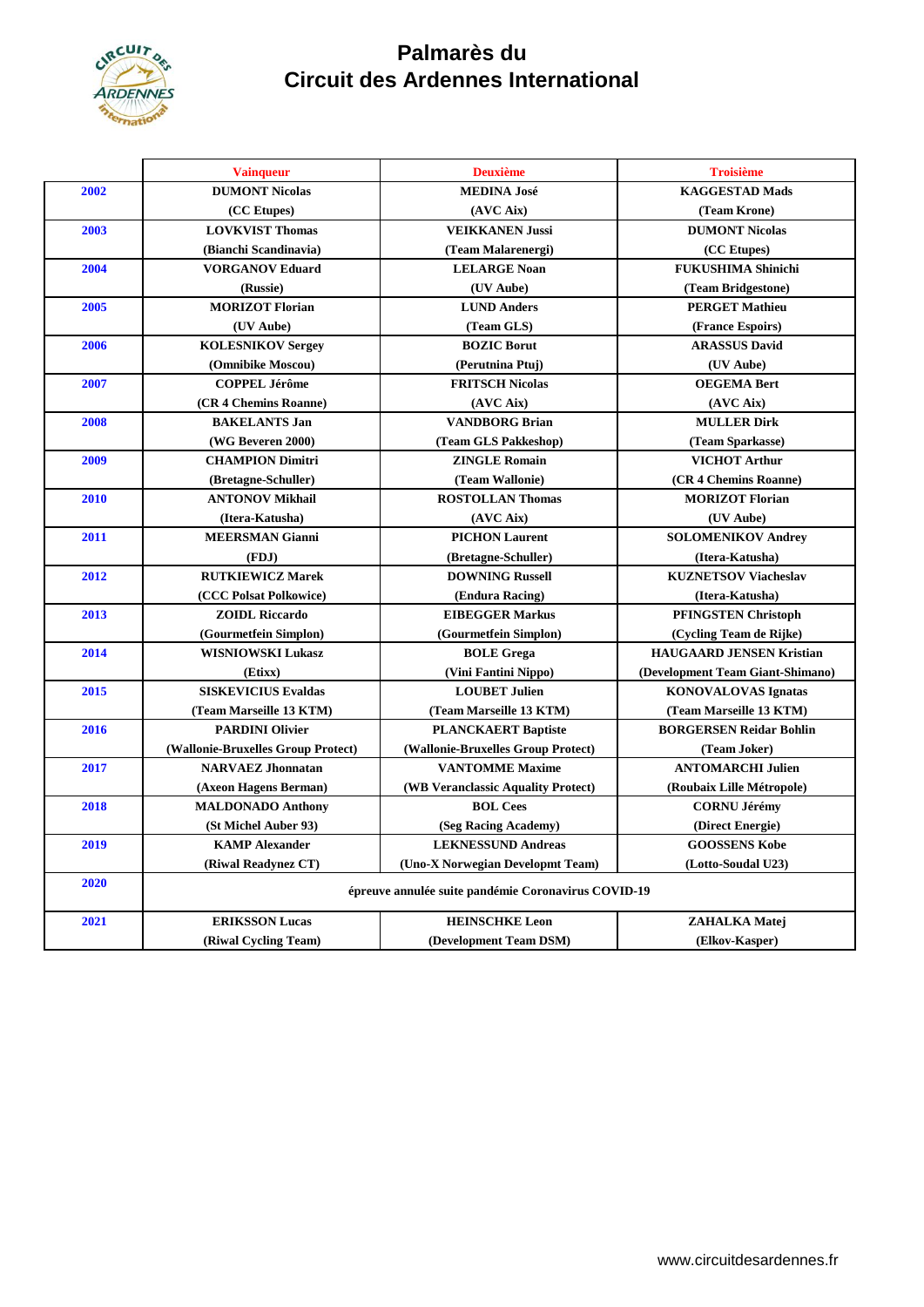# Palmarès du Circuit des Ardennes International

| | Vainqueur | Deuxième | Troisième |
|---|---|---|---|
| 2002 | **DUMONT Nicolas** (CC Etupes) | **MEDINA José** (AVC Aix) | **KAGGESTAD Mads** (Team Krone) |
| 2003 | **LOVKVIST Thomas** (Bianchi Scandinavia) | **VEIKKANEN Jussi** (Team Malarenergi) | **DUMONT Nicolas** (CC Etupes) |
| 2004 | **VORGANOV Eduard** (Russie) | **LELARGE Noan** (UV Aube) | **FUKUSHIMA Shinichi** (Team Bridgestone) |
| 2005 | **MORIZOT Florian** (UV Aube) | **LUND Anders** (Team GLS) | **PERGET Mathieu** (France Espoirs) |
| 2006 | **KOLESNIKOV Sergey** (Omnibike Moscou) | **BOZIC Borut** (Perutnina Ptuj) | **ARASSUS David** (UV Aube) |
| 2007 | **COPPEL Jérôme** (CR 4 Chemins Roanne) | **FRITSCH Nicolas** (AVC Aix) | **OEGEMA Bert** (AVC Aix) |
| 2008 | **BAKELANTS Jan** (WG Beveren 2000) | **VANDBORG Brian** (Team GLS Pakkeshop) | **MULLER Dirk** (Team Sparkasse) |
| 2009 | **CHAMPION Dimitri** (Bretagne-Schuller) | **ZINGLE Romain** (Team Wallonie) | **VICHOT Arthur** (CR 4 Chemins Roanne) |
| 2010 | **ANTONOV Mikhail** (Itera-Katusha) | **ROSTOLLAN Thomas** (AVC Aix) | **MORIZOT Florian** (UV Aube) |
| 2011 | **MEERSMAN Gianni** (FDJ) | **PICHON Laurent** (Bretagne-Schuller) | **SOLOMENIKOV Andrey** (Itera-Katusha) |
| 2012 | **RUTKIEWICZ Marek** (CCC Polsat Polkowice) | **DOWNING Russell** (Endura Racing) | **KUZNETSOV Viacheslav** (Itera-Katusha) |
| 2013 | **ZOIDL Riccardo** (Gourmetfein Simplon) | **EIBEGGER Markus** (Gourmetfein Simplon) | **PFINGSTEN Christoph** (Cycling Team de Rijke) |
| 2014 | **WISNIOWSKI Lukasz** (Etixx) | **BOLE Grega** (Vini Fantini Nippo) | **HAUGAARD JENSEN Kristian** (Development Team Giant-Shimano) |
| 2015 | **SISKEVICIUS Evaldas** (Team Marseille 13 KTM) | **LOUBET Julien** (Team Marseille 13 KTM) | **KONOVALOVAS Ignatas** (Team Marseille 13 KTM) |
| 2016 | **PARDINI Olivier** (Wallonie-Bruxelles Group Protect) | **PLANCKAERT Baptiste** (Wallonie-Bruxelles Group Protect) | **BORGERSEN Reidar Bohlin** (Team Joker) |
| 2017 | **NARVAEZ Jhonnatan** (Axeon Hagens Berman) | **VANTOMME Maxime** (WB Veranclassic Aquality Protect) | **ANTOMARCHI Julien** (Roubaix Lille Métropole) |
| 2018 | **MALDONADO Anthony** (St Michel Auber 93) | **BOL Cees** (Seg Racing Academy) | **CORNU Jérémy** (Direct Energie) |
| 2019 | **KAMP Alexander** (Riwal Readynez CT) | **LEKNESSUND Andreas** (Uno-X Norwegian Developmt Team) | **GOOSSENS Kobe** (Lotto-Soudal U23) |
| 2020 | épreuve annulée suite pandémie Coronavirus COVID-19 | | |
| 2021 | **ERIKSSON Lucas** (Riwal Cycling Team) | **HEINSCHKE Leon** (Development Team DSM) | **ZAHALKA Matej** (Elkov-Kasper) |

www.circuitdesardennes.fr